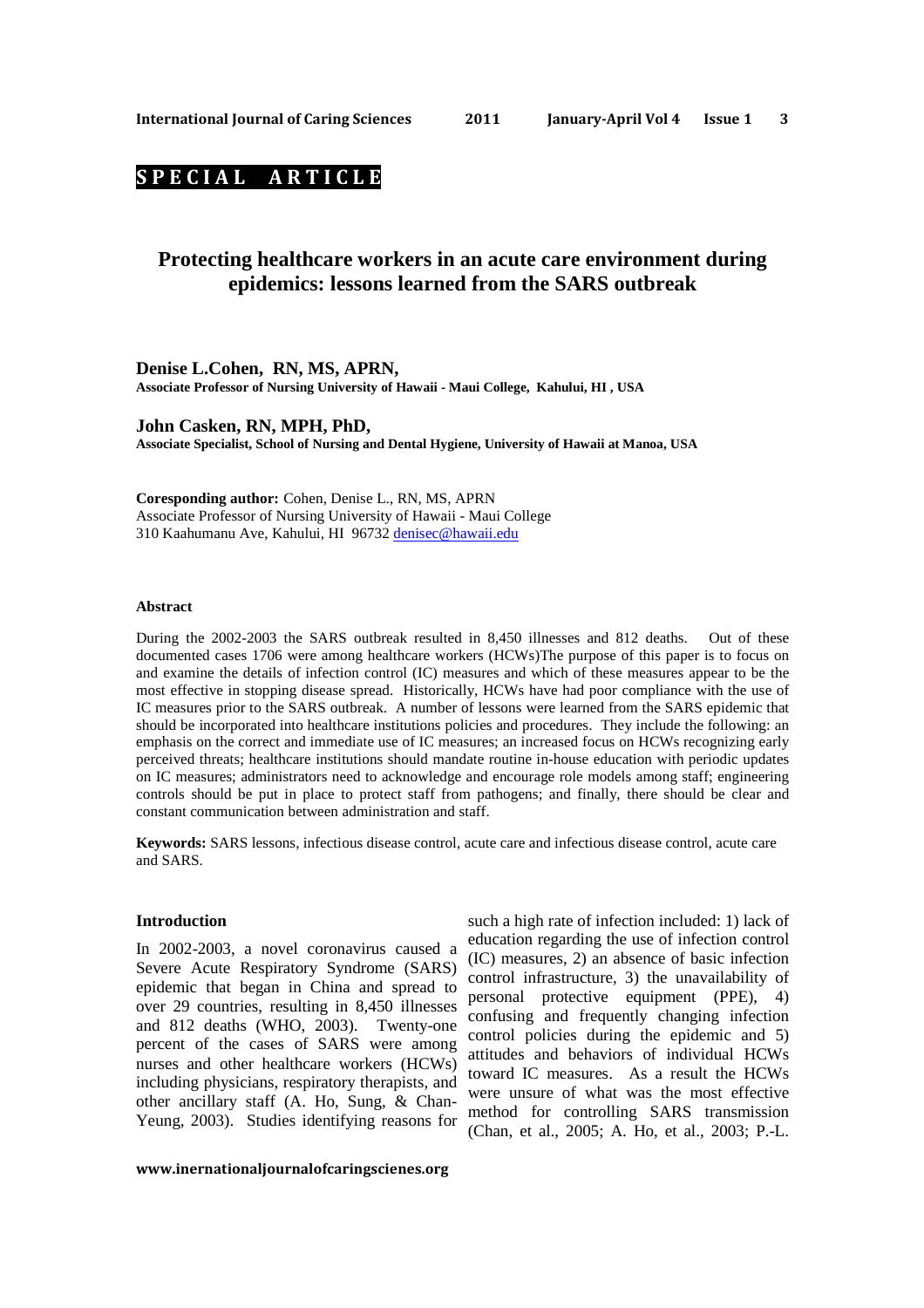**SPECIAL ARTICLE**

# Protecting healthcare workers in an acute care environment during epidemics: lessons learned from the SARS outbreak

**Denise L.Cohen, RN, MS, APRN,**
**Associate Professor of Nursing University of Hawaii - Maui College, Kahului, HI , USA**

**John Casken, RN, MPH, PhD,**
**Associate Specialist, School of Nursing and Dental Hygiene, University of Hawaii at Manoa, USA**

**Coresponding author:** Cohen, Denise L., RN, MS, APRN
Associate Professor of Nursing University of Hawaii - Maui College
310 Kaahumanu Ave, Kahului, HI 96732 denisec@hawaii.edu

## Abstract

During the 2002-2003 the SARS outbreak resulted in 8,450 illnesses and 812 deaths. Out of these documented cases 1706 were among healthcare workers (HCWs)The purpose of this paper is to focus on and examine the details of infection control (IC) measures and which of these measures appear to be the most effective in stopping disease spread. Historically, HCWs have had poor compliance with the use of IC measures prior to the SARS outbreak. A number of lessons were learned from the SARS epidemic that should be incorporated into healthcare institutions policies and procedures. They include the following: an emphasis on the correct and immediate use of IC measures; an increased focus on HCWs recognizing early perceived threats; healthcare institutions should mandate routine in-house education with periodic updates on IC measures; administrators need to acknowledge and encourage role models among staff; engineering controls should be put in place to protect staff from pathogens; and finally, there should be clear and constant communication between administration and staff.

**Keywords:** SARS lessons, infectious disease control, acute care and infectious disease control, acute care and SARS.

## Introduction

In 2002-2003, a novel coronavirus caused a Severe Acute Respiratory Syndrome (SARS) epidemic that began in China and spread to over 29 countries, resulting in 8,450 illnesses and 812 deaths (WHO, 2003). Twenty-one percent of the cases of SARS were among nurses and other healthcare workers (HCWs) including physicians, respiratory therapists, and other ancillary staff (A. Ho, Sung, & Chan-Yeung, 2003). Studies identifying reasons for such a high rate of infection included: 1) lack of education regarding the use of infection control (IC) measures, 2) an absence of basic infection control infrastructure, 3) the unavailability of personal protective equipment (PPE), 4) confusing and frequently changing infection control policies during the epidemic and 5) attitudes and behaviors of individual HCWs toward IC measures. As a result the HCWs were unsure of what was the most effective method for controlling SARS transmission (Chan, et al., 2005; A. Ho, et al., 2003; P.-L.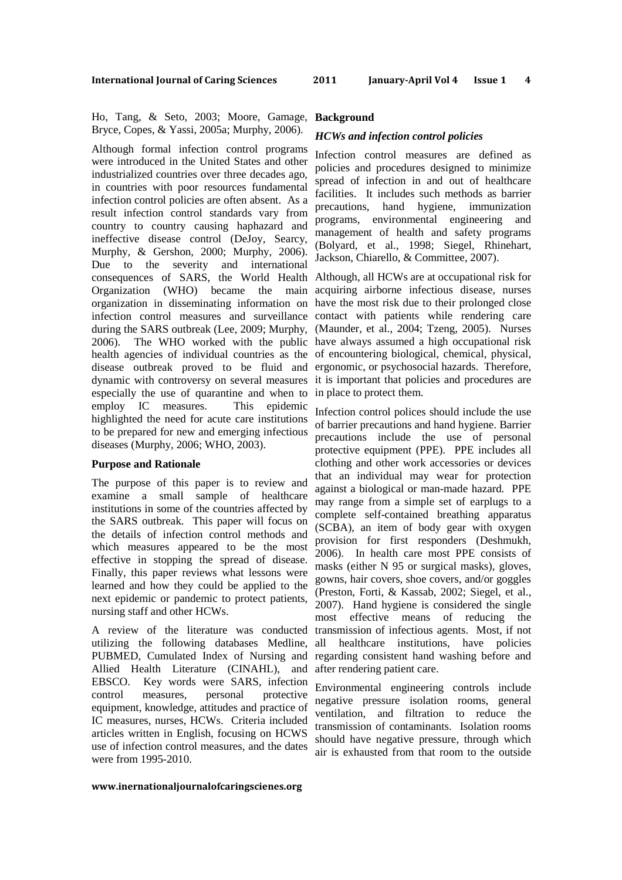Ho, Tang, & Seto, 2003; Moore, Gamage, Bryce, Copes, & Yassi, 2005a; Murphy, 2006).

Although formal infection control programs were introduced in the United States and other industrialized countries over three decades ago, in countries with poor resources fundamental infection control policies are often absent. As a result infection control standards vary from country to country causing haphazard and ineffective disease control (DeJoy, Searcy, Murphy, & Gershon, 2000; Murphy, 2006). Due to the severity and international consequences of SARS, the World Health Organization (WHO) became the main organization in disseminating information on infection control measures and surveillance during the SARS outbreak (Lee, 2009; Murphy, 2006). The WHO worked with the public health agencies of individual countries as the disease outbreak proved to be fluid and dynamic with controversy on several measures especially the use of quarantine and when to employ IC measures. This epidemic highlighted the need for acute care institutions to be prepared for new and emerging infectious diseases (Murphy, 2006; WHO, 2003).

**Purpose and Rationale**

The purpose of this paper is to review and examine a small sample of healthcare institutions in some of the countries affected by the SARS outbreak. This paper will focus on the details of infection control methods and which measures appeared to be the most effective in stopping the spread of disease. Finally, this paper reviews what lessons were learned and how they could be applied to the next epidemic or pandemic to protect patients, nursing staff and other HCWs.

A review of the literature was conducted utilizing the following databases Medline, PUBMED, Cumulated Index of Nursing and Allied Health Literature (CINAHL), and EBSCO. Key words were SARS, infection control measures, personal protective equipment, knowledge, attitudes and practice of IC measures, nurses, HCWs. Criteria included articles written in English, focusing on HCWS use of infection control measures, and the dates were from 1995-2010.

**Background**

***HCWs and infection control policies***

Infection control measures are defined as policies and procedures designed to minimize spread of infection in and out of healthcare facilities. It includes such methods as barrier precautions, hand hygiene, immunization programs, environmental engineering and management of health and safety programs (Bolyard, et al., 1998; Siegel, Rhinehart, Jackson, Chiarello, & Committee, 2007).

Although, all HCWs are at occupational risk for acquiring airborne infectious disease, nurses have the most risk due to their prolonged close contact with patients while rendering care (Maunder, et al., 2004; Tzeng, 2005). Nurses have always assumed a high occupational risk of encountering biological, chemical, physical, ergonomic, or psychosocial hazards. Therefore, it is important that policies and procedures are in place to protect them.

Infection control polices should include the use of barrier precautions and hand hygiene. Barrier precautions include the use of personal protective equipment (PPE). PPE includes all clothing and other work accessories or devices that an individual may wear for protection against a biological or man-made hazard. PPE may range from a simple set of earplugs to a complete self-contained breathing apparatus (SCBA), an item of body gear with oxygen provision for first responders (Deshmukh, 2006). In health care most PPE consists of masks (either N 95 or surgical masks), gloves, gowns, hair covers, shoe covers, and/or goggles (Preston, Forti, & Kassab, 2002; Siegel, et al., 2007). Hand hygiene is considered the single most effective means of reducing the transmission of infectious agents. Most, if not all healthcare institutions, have policies regarding consistent hand washing before and after rendering patient care.

Environmental engineering controls include negative pressure isolation rooms, general ventilation, and filtration to reduce the transmission of contaminants. Isolation rooms should have negative pressure, through which air is exhausted from that room to the outside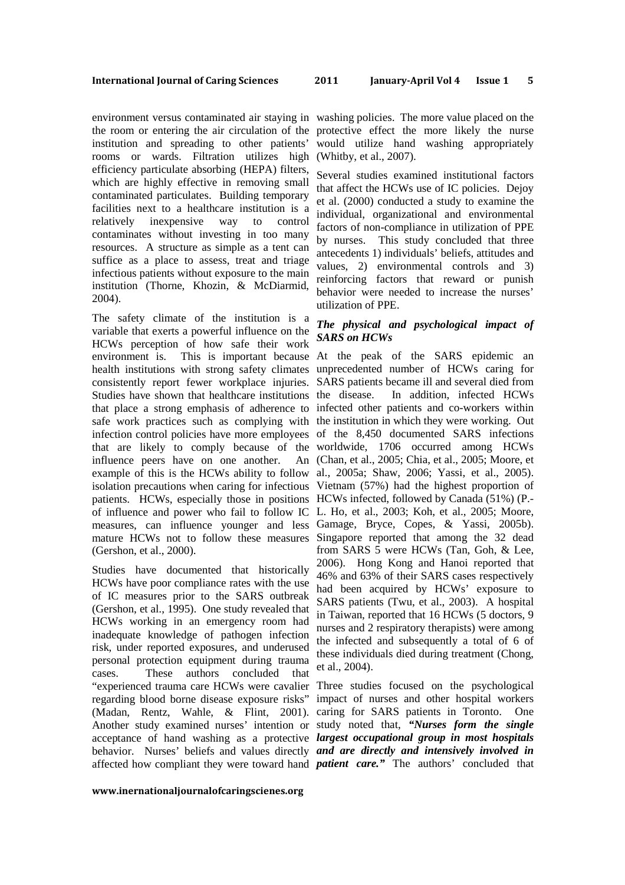environment versus contaminated air staying in the room or entering the air circulation of the institution and spreading to other patients' rooms or wards. Filtration utilizes high efficiency particulate absorbing (HEPA) filters, which are highly effective in removing small contaminated particulates. Building temporary facilities next to a healthcare institution is a relatively inexpensive way to control contaminates without investing in too many resources. A structure as simple as a tent can suffice as a place to assess, treat and triage infectious patients without exposure to the main institution (Thorne, Khozin, & McDiarmid, 2004).

The safety climate of the institution is a variable that exerts a powerful influence on the HCWs perception of how safe their work environment is. This is important because health institutions with strong safety climates consistently report fewer workplace injuries. Studies have shown that healthcare institutions that place a strong emphasis of adherence to safe work practices such as complying with infection control policies have more employees that are likely to comply because of the influence peers have on one another. An example of this is the HCWs ability to follow isolation precautions when caring for infectious patients. HCWs, especially those in positions of influence and power who fail to follow IC measures, can influence younger and less mature HCWs not to follow these measures (Gershon, et al., 2000).

Studies have documented that historically HCWs have poor compliance rates with the use of IC measures prior to the SARS outbreak (Gershon, et al., 1995). One study revealed that HCWs working in an emergency room had inadequate knowledge of pathogen infection risk, under reported exposures, and underused personal protection equipment during trauma cases. These authors concluded that "experienced trauma care HCWs were cavalier regarding blood borne disease exposure risks" (Madan, Rentz, Wahle, & Flint, 2001). Another study examined nurses' intention or acceptance of hand washing as a protective behavior. Nurses' beliefs and values directly affected how compliant they were toward hand washing policies. The more value placed on the protective effect the more likely the nurse would utilize hand washing appropriately (Whitby, et al., 2007).

Several studies examined institutional factors that affect the HCWs use of IC policies. Dejoy et al. (2000) conducted a study to examine the individual, organizational and environmental factors of non-compliance in utilization of PPE by nurses. This study concluded that three antecedents 1) individuals' beliefs, attitudes and values, 2) environmental controls and 3) reinforcing factors that reward or punish behavior were needed to increase the nurses' utilization of PPE.

### *The physical and psychological impact of SARS on HCWs*

At the peak of the SARS epidemic an unprecedented number of HCWs caring for SARS patients became ill and several died from the disease. In addition, infected HCWs infected other patients and co-workers within the institution in which they were working. Out of the 8,450 documented SARS infections worldwide, 1706 occurred among HCWs (Chan, et al., 2005; Chia, et al., 2005; Moore, et al., 2005a; Shaw, 2006; Yassi, et al., 2005). Vietnam (57%) had the highest proportion of HCWs infected, followed by Canada (51%) (P.-L. Ho, et al., 2003; Koh, et al., 2005; Moore, Gamage, Bryce, Copes, & Yassi, 2005b). Singapore reported that among the 32 dead from SARS 5 were HCWs (Tan, Goh, & Lee, 2006). Hong Kong and Hanoi reported that 46% and 63% of their SARS cases respectively had been acquired by HCWs' exposure to SARS patients (Twu, et al., 2003). A hospital in Taiwan, reported that 16 HCWs (5 doctors, 9 nurses and 2 respiratory therapists) were among the infected and subsequently a total of 6 of these individuals died during treatment (Chong, et al., 2004).

Three studies focused on the psychological impact of nurses and other hospital workers caring for SARS patients in Toronto. One study noted that, ***"Nurses form the single largest occupational group in most hospitals and are directly and intensively involved in patient care."*** The authors' concluded that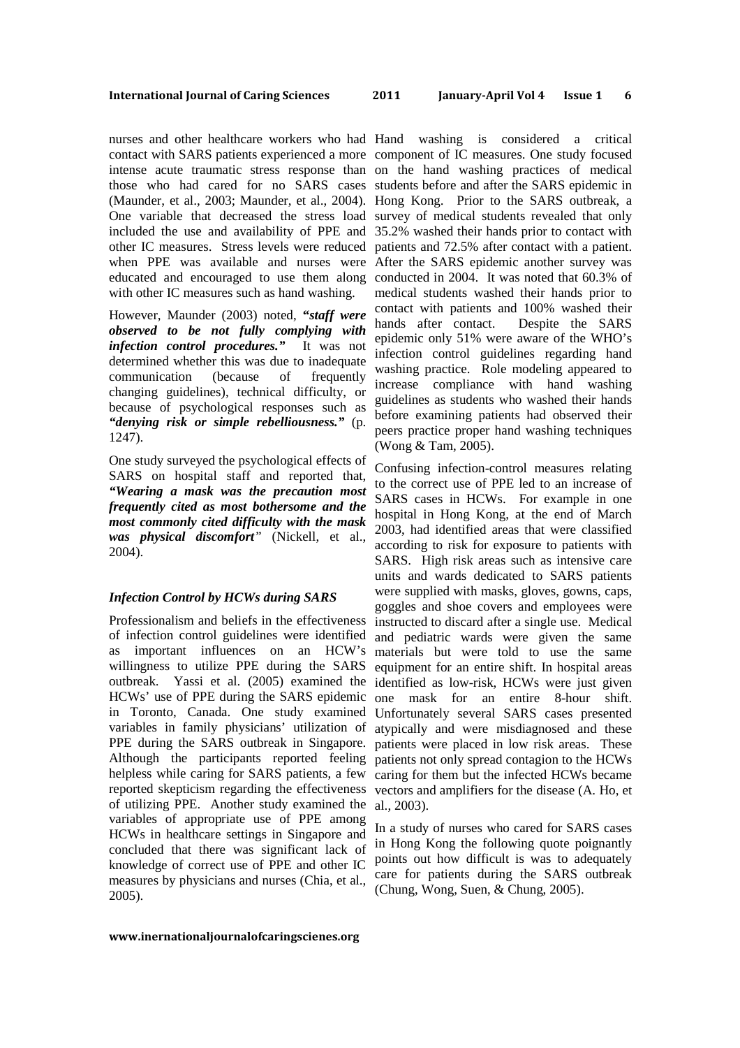nurses and other healthcare workers who had contact with SARS patients experienced a more intense acute traumatic stress response than those who had cared for no SARS cases (Maunder, et al., 2003; Maunder, et al., 2004). One variable that decreased the stress load included the use and availability of PPE and other IC measures. Stress levels were reduced when PPE was available and nurses were educated and encouraged to use them along with other IC measures such as hand washing.

However, Maunder (2003) noted, ***"staff were observed to be not fully complying with infection control procedures."*** It was not determined whether this was due to inadequate communication (because of frequently changing guidelines), technical difficulty, or because of psychological responses such as ***"denying risk or simple rebelliousness."*** (p. 1247).

One study surveyed the psychological effects of SARS on hospital staff and reported that, ***"Wearing a mask was the precaution most frequently cited as most bothersome and the most commonly cited difficulty with the mask was physical discomfort"*** (Nickell, et al., 2004).

### *Infection Control by HCWs during SARS*

Professionalism and beliefs in the effectiveness of infection control guidelines were identified as important influences on an HCW's willingness to utilize PPE during the SARS outbreak. Yassi et al. (2005) examined the HCWs' use of PPE during the SARS epidemic in Toronto, Canada. One study examined variables in family physicians' utilization of PPE during the SARS outbreak in Singapore. Although the participants reported feeling helpless while caring for SARS patients, a few reported skepticism regarding the effectiveness of utilizing PPE. Another study examined the variables of appropriate use of PPE among HCWs in healthcare settings in Singapore and concluded that there was significant lack of knowledge of correct use of PPE and other IC measures by physicians and nurses (Chia, et al., 2005).

Hand washing is considered a critical component of IC measures. One study focused on the hand washing practices of medical students before and after the SARS epidemic in Hong Kong. Prior to the SARS outbreak, a survey of medical students revealed that only 35.2% washed their hands prior to contact with patients and 72.5% after contact with a patient. After the SARS epidemic another survey was conducted in 2004. It was noted that 60.3% of medical students washed their hands prior to contact with patients and 100% washed their hands after contact. Despite the SARS epidemic only 51% were aware of the WHO's infection control guidelines regarding hand washing practice. Role modeling appeared to increase compliance with hand washing guidelines as students who washed their hands before examining patients had observed their peers practice proper hand washing techniques (Wong & Tam, 2005).

Confusing infection-control measures relating to the correct use of PPE led to an increase of SARS cases in HCWs. For example in one hospital in Hong Kong, at the end of March 2003, had identified areas that were classified according to risk for exposure to patients with SARS. High risk areas such as intensive care units and wards dedicated to SARS patients were supplied with masks, gloves, gowns, caps, goggles and shoe covers and employees were instructed to discard after a single use. Medical and pediatric wards were given the same materials but were told to use the same equipment for an entire shift. In hospital areas identified as low-risk, HCWs were just given one mask for an entire 8-hour shift. Unfortunately several SARS cases presented atypically and were misdiagnosed and these patients were placed in low risk areas. These patients not only spread contagion to the HCWs caring for them but the infected HCWs became vectors and amplifiers for the disease (A. Ho, et al., 2003).

In a study of nurses who cared for SARS cases in Hong Kong the following quote poignantly points out how difficult is was to adequately care for patients during the SARS outbreak (Chung, Wong, Suen, & Chung, 2005).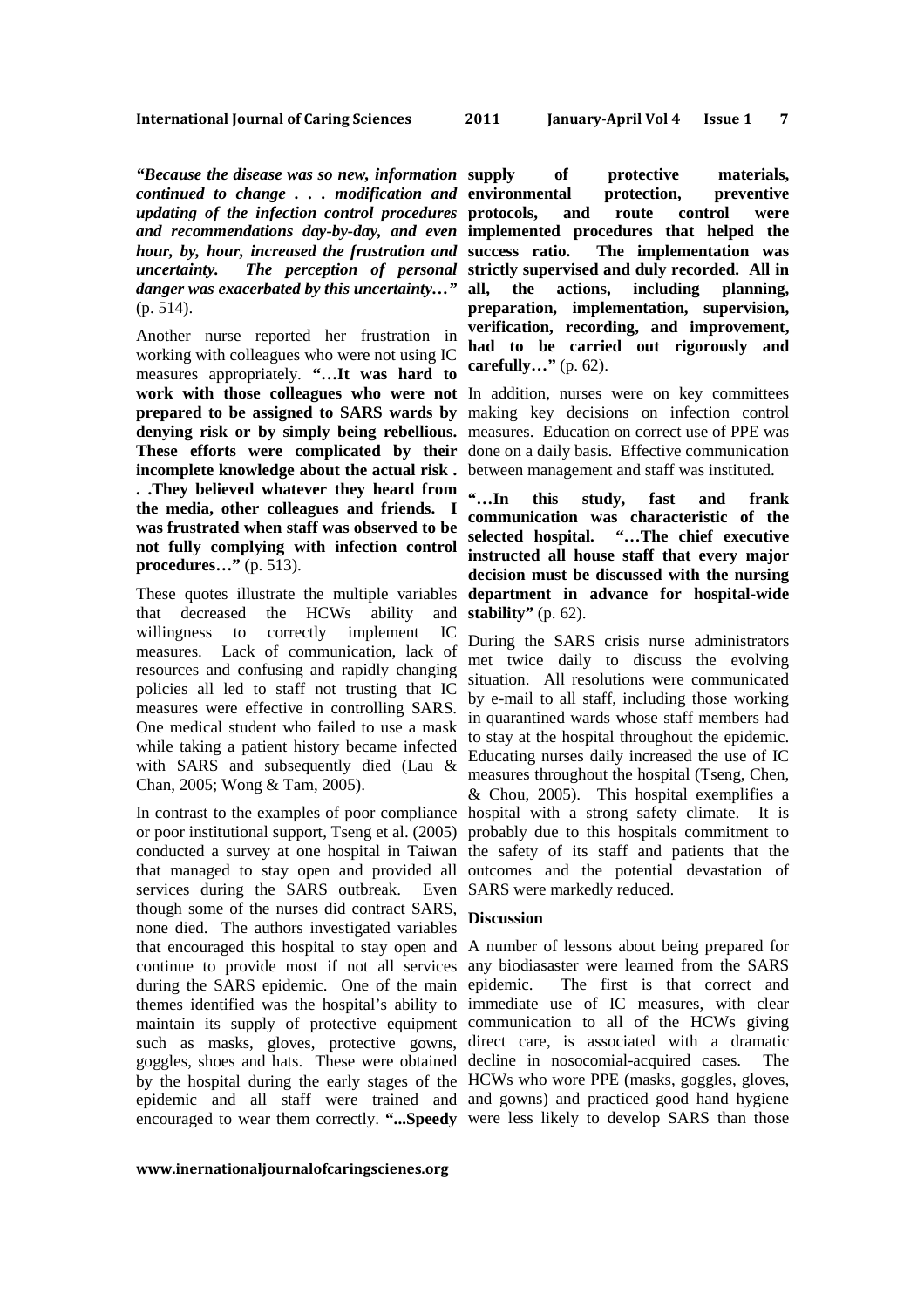*"Because the disease was so new, information continued to change . . . modification and updating of the infection control procedures and recommendations day-by-day, and even hour, by, hour, increased the frustration and uncertainty. The perception of personal danger was exacerbated by this uncertainty…"* (p. 514).

Another nurse reported her frustration in working with colleagues who were not using IC measures appropriately. **"…It was hard to work with those colleagues who were not prepared to be assigned to SARS wards by denying risk or by simply being rebellious. These efforts were complicated by their incomplete knowledge about the actual risk . . .They believed whatever they heard from the media, other colleagues and friends. I was frustrated when staff was observed to be not fully complying with infection control procedures…"** (p. 513).

These quotes illustrate the multiple variables that decreased the HCWs ability and willingness to correctly implement IC measures. Lack of communication, lack of resources and confusing and rapidly changing policies all led to staff not trusting that IC measures were effective in controlling SARS. One medical student who failed to use a mask while taking a patient history became infected with SARS and subsequently died (Lau & Chan, 2005; Wong & Tam, 2005).

In contrast to the examples of poor compliance or poor institutional support, Tseng et al. (2005) conducted a survey at one hospital in Taiwan that managed to stay open and provided all services during the SARS outbreak. Even though some of the nurses did contract SARS, none died. The authors investigated variables that encouraged this hospital to stay open and continue to provide most if not all services during the SARS epidemic. One of the main themes identified was the hospital's ability to maintain its supply of protective equipment such as masks, gloves, protective gowns, goggles, shoes and hats. These were obtained by the hospital during the early stages of the epidemic and all staff were trained and encouraged to wear them correctly. **"...Speedy supply of protective materials, environmental protection, preventive protocols, and route control were implemented procedures that helped the success ratio. The implementation was strictly supervised and duly recorded. All in all, the actions, including planning, preparation, implementation, supervision, verification, recording, and improvement, had to be carried out rigorously and carefully…"** (p. 62).

In addition, nurses were on key committees making key decisions on infection control measures. Education on correct use of PPE was done on a daily basis. Effective communication between management and staff was instituted.

**"…In this study, fast and frank communication was characteristic of the selected hospital. "…The chief executive instructed all house staff that every major decision must be discussed with the nursing department in advance for hospital-wide stability"** (p. 62).

During the SARS crisis nurse administrators met twice daily to discuss the evolving situation. All resolutions were communicated by e-mail to all staff, including those working in quarantined wards whose staff members had to stay at the hospital throughout the epidemic. Educating nurses daily increased the use of IC measures throughout the hospital (Tseng, Chen, & Chou, 2005). This hospital exemplifies a hospital with a strong safety climate. It is probably due to this hospitals commitment to the safety of its staff and patients that the outcomes and the potential devastation of SARS were markedly reduced.

## Discussion

A number of lessons about being prepared for any biodiasaster were learned from the SARS epidemic. The first is that correct and immediate use of IC measures, with clear communication to all of the HCWs giving direct care, is associated with a dramatic decline in nosocomial-acquired cases. The HCWs who wore PPE (masks, goggles, gloves, and gowns) and practiced good hand hygiene were less likely to develop SARS than those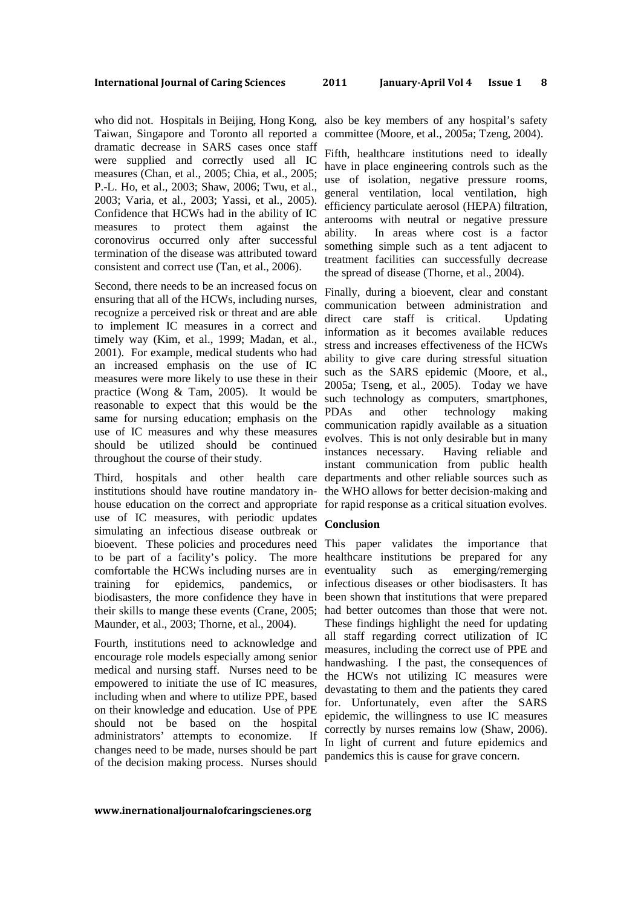who did not. Hospitals in Beijing, Hong Kong, Taiwan, Singapore and Toronto all reported a dramatic decrease in SARS cases once staff were supplied and correctly used all IC measures (Chan, et al., 2005; Chia, et al., 2005; P.-L. Ho, et al., 2003; Shaw, 2006; Twu, et al., 2003; Varia, et al., 2003; Yassi, et al., 2005). Confidence that HCWs had in the ability of IC measures to protect them against the coronovirus occurred only after successful termination of the disease was attributed toward consistent and correct use (Tan, et al., 2006).

Second, there needs to be an increased focus on ensuring that all of the HCWs, including nurses, recognize a perceived risk or threat and are able to implement IC measures in a correct and timely way (Kim, et al., 1999; Madan, et al., 2001). For example, medical students who had an increased emphasis on the use of IC measures were more likely to use these in their practice (Wong & Tam, 2005). It would be reasonable to expect that this would be the same for nursing education; emphasis on the use of IC measures and why these measures should be utilized should be continued throughout the course of their study.

Third, hospitals and other health care institutions should have routine mandatory in-house education on the correct and appropriate use of IC measures, with periodic updates simulating an infectious disease outbreak or bioevent. These policies and procedures need to be part of a facility's policy. The more comfortable the HCWs including nurses are in training for epidemics, pandemics, or biodisasters, the more confidence they have in their skills to mange these events (Crane, 2005; Maunder, et al., 2003; Thorne, et al., 2004).

Fourth, institutions need to acknowledge and encourage role models especially among senior medical and nursing staff. Nurses need to be empowered to initiate the use of IC measures, including when and where to utilize PPE, based on their knowledge and education. Use of PPE should not be based on the hospital administrators' attempts to economize. If changes need to be made, nurses should be part of the decision making process. Nurses should also be key members of any hospital's safety committee (Moore, et al., 2005a; Tzeng, 2004).

Fifth, healthcare institutions need to ideally have in place engineering controls such as the use of isolation, negative pressure rooms, general ventilation, local ventilation, high efficiency particulate aerosol (HEPA) filtration, anterooms with neutral or negative pressure ability. In areas where cost is a factor something simple such as a tent adjacent to treatment facilities can successfully decrease the spread of disease (Thorne, et al., 2004).

Finally, during a bioevent, clear and constant communication between administration and direct care staff is critical. Updating information as it becomes available reduces stress and increases effectiveness of the HCWs ability to give care during stressful situation such as the SARS epidemic (Moore, et al., 2005a; Tseng, et al., 2005). Today we have such technology as computers, smartphones, PDAs and other technology making communication rapidly available as a situation evolves. This is not only desirable but in many instances necessary. Having reliable and instant communication from public health departments and other reliable sources such as the WHO allows for better decision-making and for rapid response as a critical situation evolves.

## Conclusion

This paper validates the importance that healthcare institutions be prepared for any eventuality such as emerging/remerging infectious diseases or other biodisasters. It has been shown that institutions that were prepared had better outcomes than those that were not. These findings highlight the need for updating all staff regarding correct utilization of IC measures, including the correct use of PPE and handwashing. I the past, the consequences of the HCWs not utilizing IC measures were devastating to them and the patients they cared for. Unfortunately, even after the SARS epidemic, the willingness to use IC measures correctly by nurses remains low (Shaw, 2006). In light of current and future epidemics and pandemics this is cause for grave concern.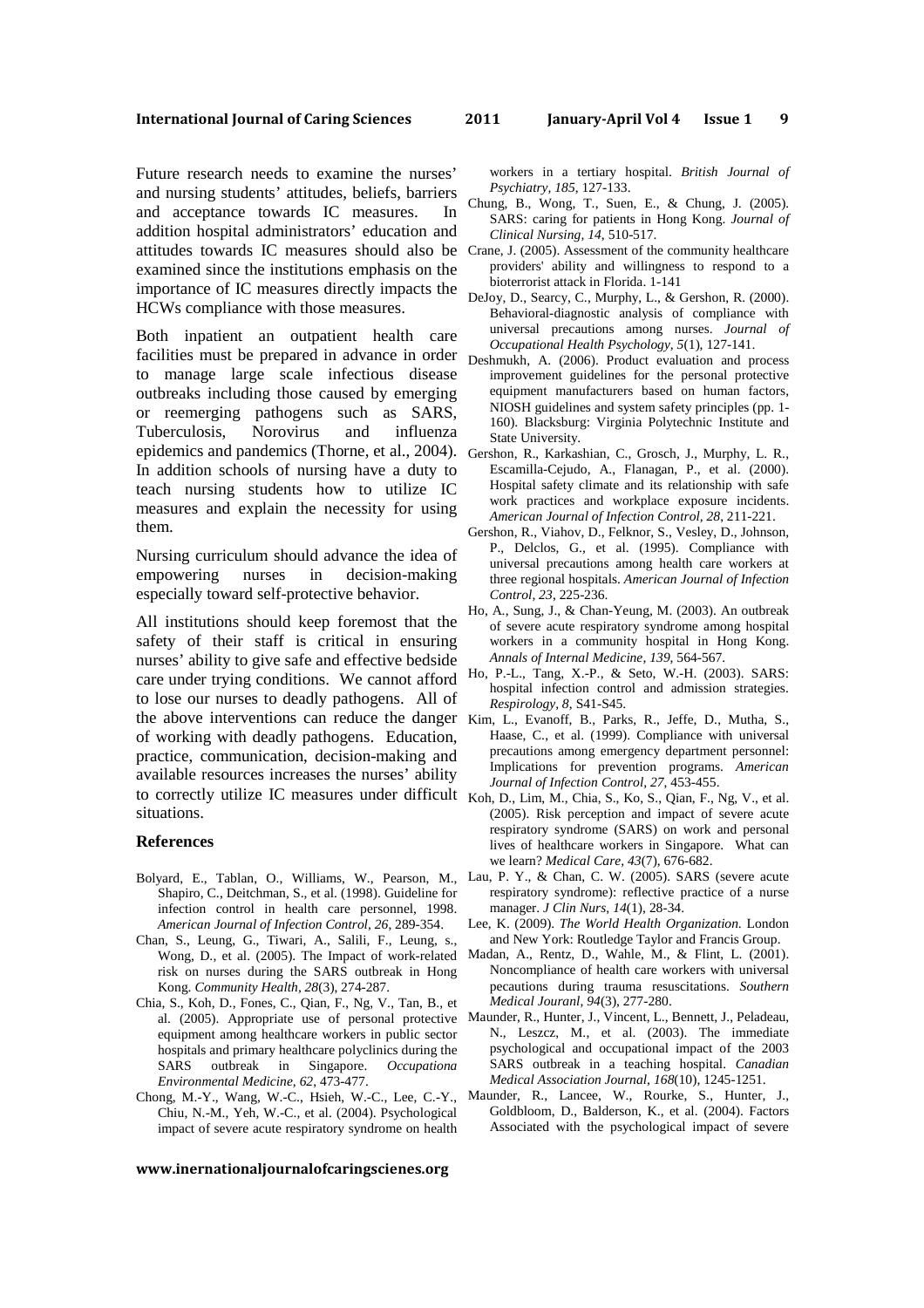Future research needs to examine the nurses' and nursing students' attitudes, beliefs, barriers and acceptance towards IC measures. In addition hospital administrators' education and attitudes towards IC measures should also be examined since the institutions emphasis on the importance of IC measures directly impacts the HCWs compliance with those measures.

Both inpatient an outpatient health care facilities must be prepared in advance in order to manage large scale infectious disease outbreaks including those caused by emerging or reemerging pathogens such as SARS, Tuberculosis, Norovirus and influenza epidemics and pandemics (Thorne, et al., 2004). In addition schools of nursing have a duty to teach nursing students how to utilize IC measures and explain the necessity for using them.

Nursing curriculum should advance the idea of empowering nurses in decision-making especially toward self-protective behavior.

All institutions should keep foremost that the safety of their staff is critical in ensuring nurses' ability to give safe and effective bedside care under trying conditions. We cannot afford to lose our nurses to deadly pathogens. All of the above interventions can reduce the danger of working with deadly pathogens. Education, practice, communication, decision-making and available resources increases the nurses' ability to correctly utilize IC measures under difficult situations.

## References

Bolyard, E., Tablan, O., Williams, W., Pearson, M., Shapiro, C., Deitchman, S., et al. (1998). Guideline for infection control in health care personnel, 1998. *American Journal of Infection Control, 26*, 289-354.

Chan, S., Leung, G., Tiwari, A., Salili, F., Leung, s., Wong, D., et al. (2005). The Impact of work-related risk on nurses during the SARS outbreak in Hong Kong. *Community Health, 28*(3), 274-287.

Chia, S., Koh, D., Fones, C., Qian, F., Ng, V., Tan, B., et al. (2005). Appropriate use of personal protective equipment among healthcare workers in public sector hospitals and primary healthcare polyclinics during the SARS outbreak in Singapore. *Occupationa Environmental Medicine, 62*, 473-477.

Chong, M.-Y., Wang, W.-C., Hsieh, W.-C., Lee, C.-Y., Chiu, N.-M., Yeh, W.-C., et al. (2004). Psychological impact of severe acute respiratory syndrome on health workers in a tertiary hospital. *British Journal of Psychiatry, 185*, 127-133.

Chung, B., Wong, T., Suen, E., & Chung, J. (2005). SARS: caring for patients in Hong Kong. *Journal of Clinical Nursing, 14*, 510-517.

Crane, J. (2005). Assessment of the community healthcare providers' ability and willingness to respond to a bioterrorist attack in Florida. 1-141

DeJoy, D., Searcy, C., Murphy, L., & Gershon, R. (2000). Behavioral-diagnostic analysis of compliance with universal precautions among nurses. *Journal of Occupational Health Psychology, 5*(1), 127-141.

Deshmukh, A. (2006). Product evaluation and process improvement guidelines for the personal protective equipment manufacturers based on human factors, NIOSH guidelines and system safety principles (pp. 1-160). Blacksburg: Virginia Polytechnic Institute and State University.

Gershon, R., Karkashian, C., Grosch, J., Murphy, L. R., Escamilla-Cejudo, A., Flanagan, P., et al. (2000). Hospital safety climate and its relationship with safe work practices and workplace exposure incidents. *American Journal of Infection Control, 28*, 211-221.

Gershon, R., Viahov, D., Felknor, S., Vesley, D., Johnson, P., Delclos, G., et al. (1995). Compliance with universal precautions among health care workers at three regional hospitals. *American Journal of Infection Control, 23*, 225-236.

Ho, A., Sung, J., & Chan-Yeung, M. (2003). An outbreak of severe acute respiratory syndrome among hospital workers in a community hospital in Hong Kong. *Annals of Internal Medicine, 139*, 564-567.

Ho, P.-L., Tang, X.-P., & Seto, W.-H. (2003). SARS: hospital infection control and admission strategies. *Respirology, 8*, S41-S45.

Kim, L., Evanoff, B., Parks, R., Jeffe, D., Mutha, S., Haase, C., et al. (1999). Compliance with universal precautions among emergency department personnel: Implications for prevention programs. *American Journal of Infection Control, 27*, 453-455.

Koh, D., Lim, M., Chia, S., Ko, S., Qian, F., Ng, V., et al. (2005). Risk perception and impact of severe acute respiratory syndrome (SARS) on work and personal lives of healthcare workers in Singapore. What can we learn? *Medical Care, 43*(7), 676-682.

Lau, P. Y., & Chan, C. W. (2005). SARS (severe acute respiratory syndrome): reflective practice of a nurse manager. *J Clin Nurs, 14*(1), 28-34.

Lee, K. (2009). *The World Health Organization.* London and New York: Routledge Taylor and Francis Group.

Madan, A., Rentz, D., Wahle, M., & Flint, L. (2001). Noncompliance of health care workers with universal pecautions during trauma resuscitations. *Southern Medical Jouranl, 94*(3), 277-280.

Maunder, R., Hunter, J., Vincent, L., Bennett, J., Peladeau, N., Leszcz, M., et al. (2003). The immediate psychological and occupational impact of the 2003 SARS outbreak in a teaching hospital. *Canadian Medical Association Journal, 168*(10), 1245-1251.

Maunder, R., Lancee, W., Rourke, S., Hunter, J., Goldbloom, D., Balderson, K., et al. (2004). Factors Associated with the psychological impact of severe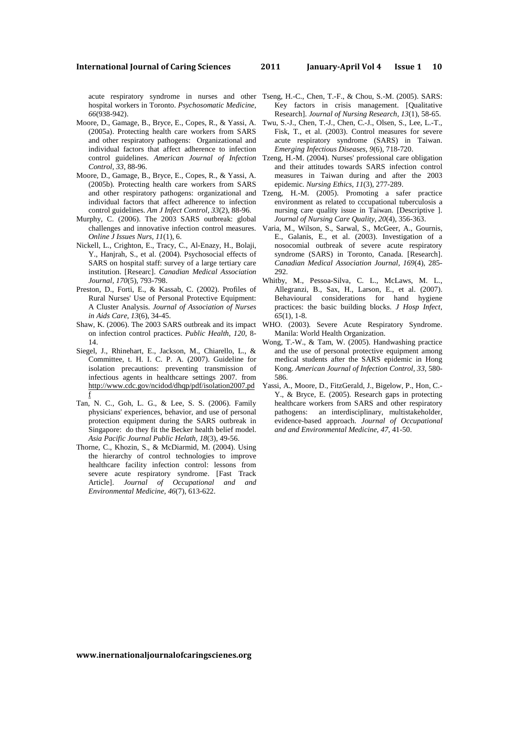acute respiratory syndrome in nurses and other hospital workers in Toronto. *Psychosomatic Medicine, 66*(938-942).

Moore, D., Gamage, B., Bryce, E., Copes, R., & Yassi, A. (2005a). Protecting health care workers from SARS and other respiratory pathogens: Organizational and individual factors that affect adherence to infection control guidelines. *American Journal of Infection Control, 33*, 88-96.

Moore, D., Gamage, B., Bryce, E., Copes, R., & Yassi, A. (2005b). Protecting health care workers from SARS and other respiratory pathogens: organizational and individual factors that affect adherence to infection control guidelines. *Am J Infect Control, 33*(2), 88-96.

Murphy, C. (2006). The 2003 SARS outbreak: global challenges and innovative infection control measures. *Online J Issues Nurs, 11*(1), 6.

Nickell, L., Crighton, E., Tracy, C., Al-Enazy, H., Bolaji, Y., Hanjrah, S., et al. (2004). Psychosocial effects of SARS on hospital staff: survey of a large tertiary care institution. [Researc]. *Canadian Medical Association Journal, 170*(5), 793-798.

Preston, D., Forti, E., & Kassab, C. (2002). Profiles of Rural Nurses' Use of Personal Protective Equipment: A Cluster Analysis. *Journal of Association of Nurses in Aids Care, 13*(6), 34-45.

Shaw, K. (2006). The 2003 SARS outbreak and its impact on infection control practices. *Public Health, 120*, 8-14.

Siegel, J., Rhinehart, E., Jackson, M., Chiarello, L., & Committee, t. H. I. C. P. A. (2007). Guideline for isolation precautions: preventing transmission of infectious agents in healthcare settings 2007. from http://www.cdc.gov/ncidod/dhqp/pdf/isolation2007.pdf

Tan, N. C., Goh, L. G., & Lee, S. S. (2006). Family physicians' experiences, behavior, and use of personal protection equipment during the SARS outbreak in Singapore: do they fit the Becker health belief model. *Asia Pacific Journal Public Helath, 18*(3), 49-56.

Thorne, C., Khozin, S., & McDiarmid, M. (2004). Using the hierarchy of control technologies to improve healthcare facility infection control: lessons from severe acute respiratory syndrome. [Fast Track Article]. *Journal of Occupational and and Environmental Medicine, 46*(7), 613-622.

Tseng, H.-C., Chen, T.-F., & Chou, S.-M. (2005). SARS: Key factors in crisis management. [Qualitative Research]. *Journal of Nursing Research, 13*(1), 58-65.

Twu, S.-J., Chen, T.-J., Chen, C.-J., Olsen, S., Lee, L.-T., Fisk, T., et al. (2003). Control measures for severe acute respiratory syndrome (SARS) in Taiwan. *Emerging Infectious Diseases, 9*(6), 718-720.

Tzeng, H.-M. (2004). Nurses' professional care obligation and their attitudes towards SARS infection control measures in Taiwan during and after the 2003 epidemic. *Nursing Ethics, 11*(3), 277-289.

Tzeng, H.-M. (2005). Promoting a safer practice environment as related to cccupational tuberculosis a nursing care quality issue in Taiwan. [Descriptive ]. *Journal of Nursing Care Quality, 20*(4), 356-363.

Varia, M., Wilson, S., Sarwal, S., McGeer, A., Gournis, E., Galanis, E., et al. (2003). Investigation of a nosocomial outbreak of severe acute respiratory syndrome (SARS) in Toronto, Canada. [Research]. *Canadian Medical Association Journal, 169*(4), 285-292.

Whitby, M., Pessoa-Silva, C. L., McLaws, M. L., Allegranzi, B., Sax, H., Larson, E., et al. (2007). Behavioural considerations for hand hygiene practices: the basic building blocks. *J Hosp Infect, 65*(1), 1-8.

WHO. (2003). Severe Acute Respiratory Syndrome. Manila: World Health Organization.

Wong, T.-W., & Tam, W. (2005). Handwashing practice and the use of personal protective equipment among medical students after the SARS epidemic in Hong Kong. *American Journal of Infection Control, 33*, 580-586.

Yassi, A., Moore, D., FitzGerald, J., Bigelow, P., Hon, C.-Y., & Bryce, E. (2005). Research gaps in protecting healthcare workers from SARS and other respiratory pathogens: an interdisciplinary, multistakeholder, evidence-based approach. *Journal of Occupational and and Environmental Medicine, 47*, 41-50.